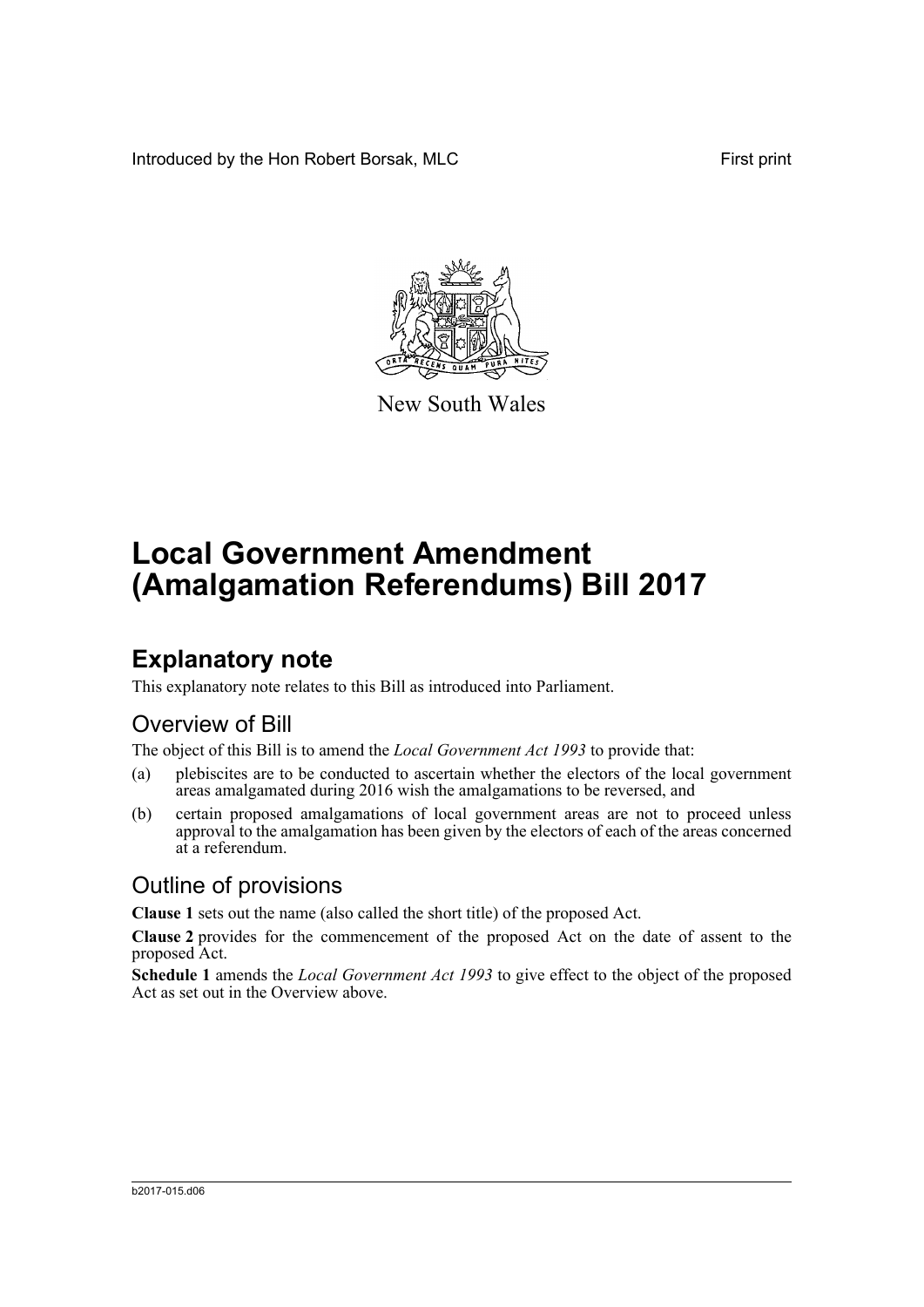Introduced by the Hon Robert Borsak, MLC

First print

New South Wales

# Local Government Amendment (Amalgamation Referendums) Bill 2017

## Explanatory note

This explanatory note relates to this Bill as introduced into Parliament.

### Overview of Bill

The object of this Bill is to amend the *Local Government Act 1993* to provide that:

(a) plebiscites are to be conducted to ascertain whether the electors of the local government areas amalgamated during 2016 wish the amalgamations to be reversed, and

(b) certain proposed amalgamations of local government areas are not to proceed unless approval to the amalgamation has been given by the electors of each of the areas concerned at a referendum.

### Outline of provisions

**Clause 1** sets out the name (also called the short title) of the proposed Act.

**Clause 2** provides for the commencement of the proposed Act on the date of assent to the proposed Act.

**Schedule 1** amends the *Local Government Act 1993* to give effect to the object of the proposed Act as set out in the Overview above.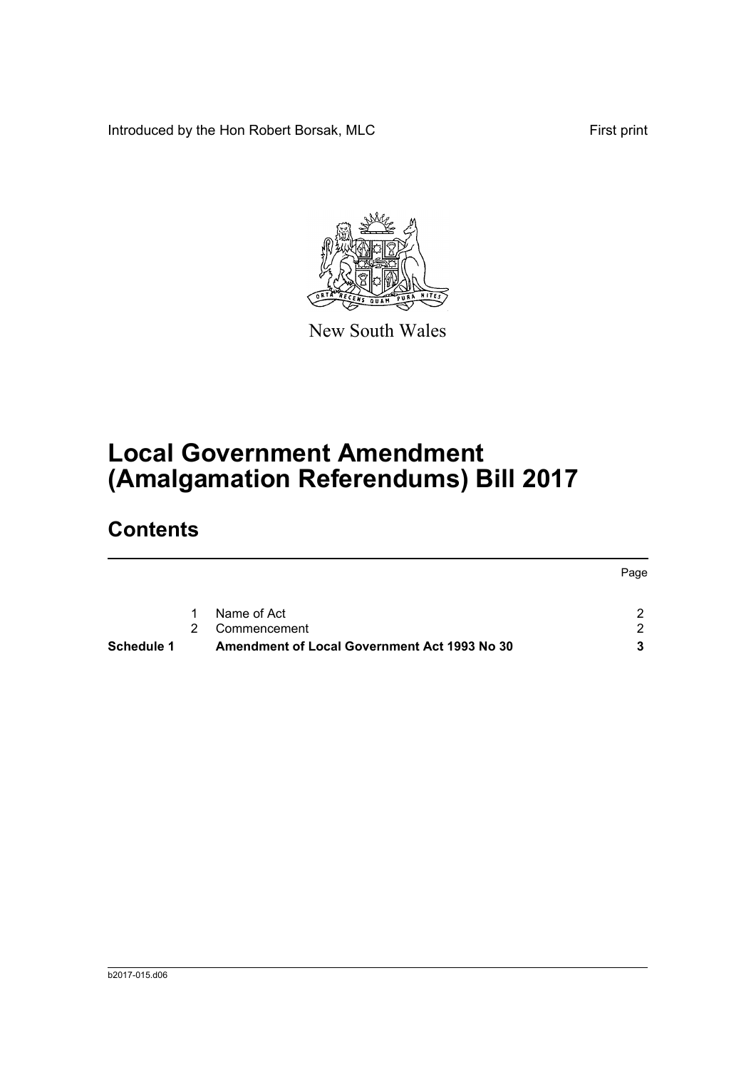Introduced by the Hon Robert Borsak, MLC

First print

New South Wales

# Local Government Amendment (Amalgamation Referendums) Bill 2017

## Contents

| | | | Page |
|---|---|---|---|
| | 1 | Name of Act | 2 |
| | 2 | Commencement | 2 |
| **Schedule 1** | | **Amendment of Local Government Act 1993 No 30** | **3** |

b2017-015.d06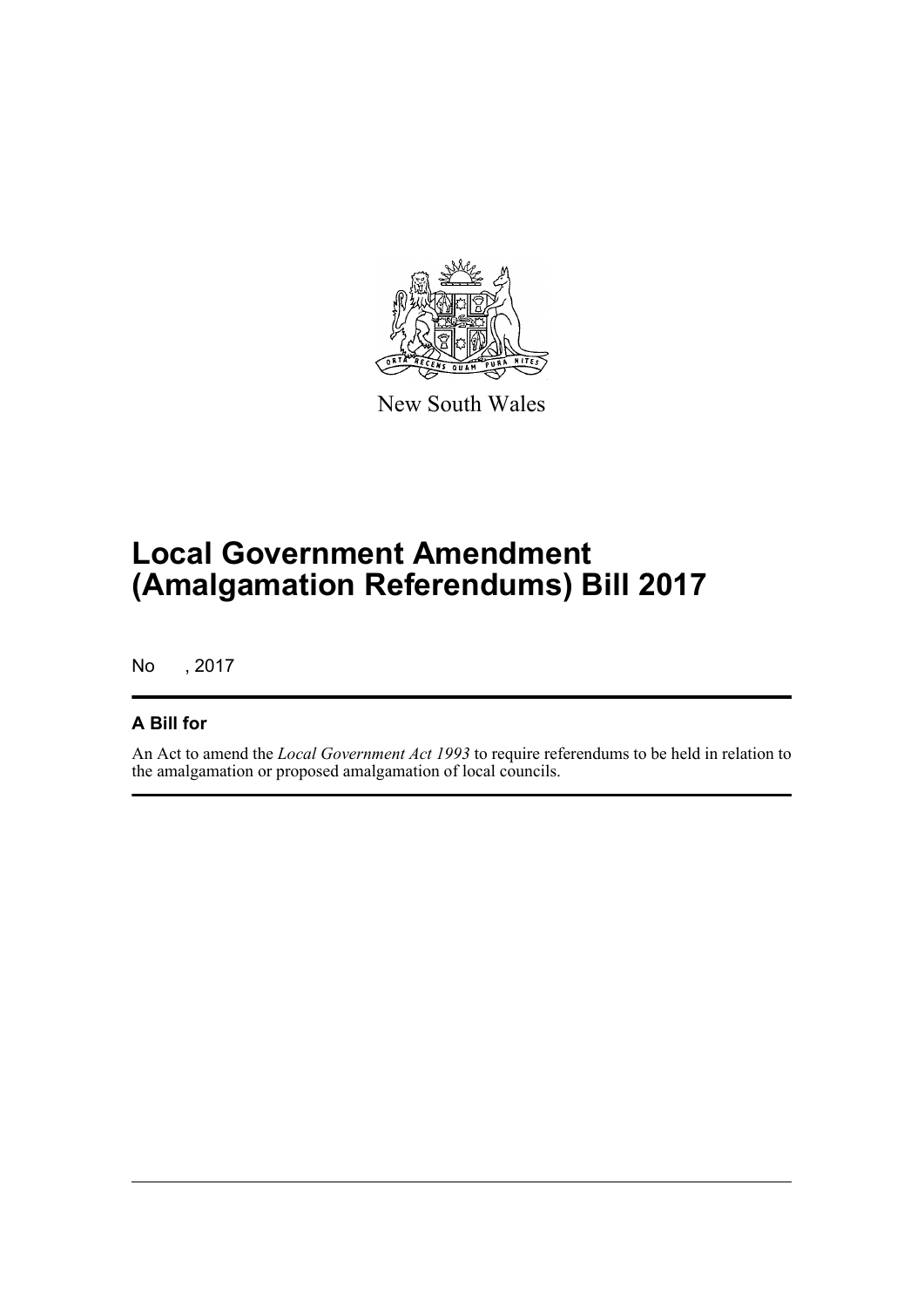New South Wales

# Local Government Amendment (Amalgamation Referendums) Bill 2017

No , 2017

## A Bill for

An Act to amend the *Local Government Act 1993* to require referendums to be held in relation to the amalgamation or proposed amalgamation of local councils.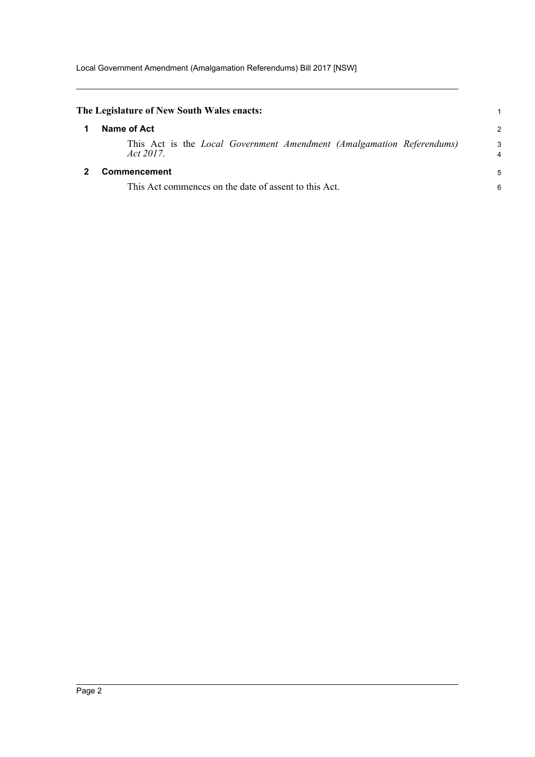**The Legislature of New South Wales enacts:**

## 1 Name of Act

This Act is the *Local Government Amendment (Amalgamation Referendums) Act 2017*.

## 2 Commencement

This Act commences on the date of assent to this Act.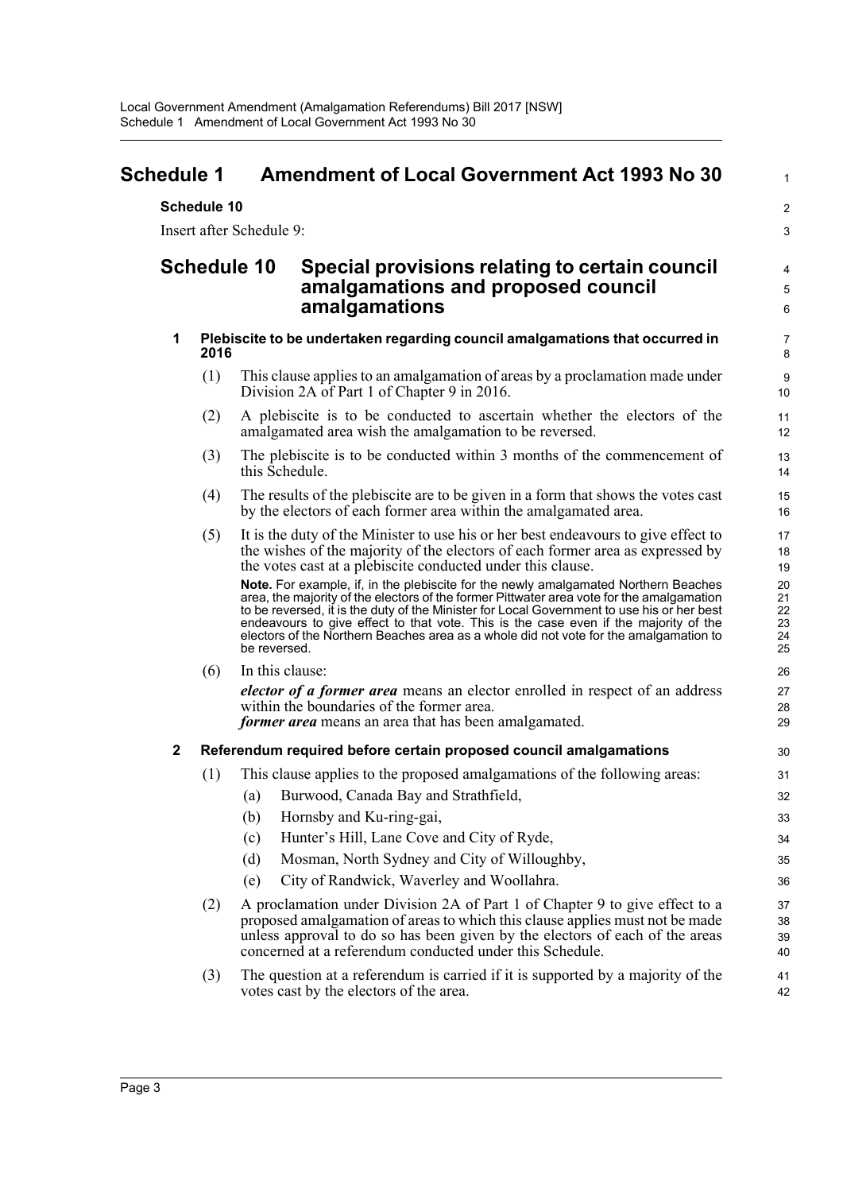# Schedule 1 Amendment of Local Government Act 1993 No 30

**Schedule 10**

Insert after Schedule 9:

## Schedule 10 Special provisions relating to certain council amalgamations and proposed council amalgamations

### 1 Plebiscite to be undertaken regarding council amalgamations that occurred in 2016

(1) This clause applies to an amalgamation of areas by a proclamation made under Division 2A of Part 1 of Chapter 9 in 2016.

(2) A plebiscite is to be conducted to ascertain whether the electors of the amalgamated area wish the amalgamation to be reversed.

(3) The plebiscite is to be conducted within 3 months of the commencement of this Schedule.

(4) The results of the plebiscite are to be given in a form that shows the votes cast by the electors of each former area within the amalgamated area.

(5) It is the duty of the Minister to use his or her best endeavours to give effect to the wishes of the majority of the electors of each former area as expressed by the votes cast at a plebiscite conducted under this clause.

**Note.** For example, if, in the plebiscite for the newly amalgamated Northern Beaches area, the majority of the electors of the former Pittwater area vote for the amalgamation to be reversed, it is the duty of the Minister for Local Government to use his or her best endeavours to give effect to that vote. This is the case even if the majority of the electors of the Northern Beaches area as a whole did not vote for the amalgamation to be reversed.

(6) In this clause:

***elector of a former area*** means an elector enrolled in respect of an address within the boundaries of the former area.

***former area*** means an area that has been amalgamated.

### 2 Referendum required before certain proposed council amalgamations

(1) This clause applies to the proposed amalgamations of the following areas:

- (a) Burwood, Canada Bay and Strathfield,
- (b) Hornsby and Ku-ring-gai,
- (c) Hunter's Hill, Lane Cove and City of Ryde,
- (d) Mosman, North Sydney and City of Willoughby,
- (e) City of Randwick, Waverley and Woollahra.

(2) A proclamation under Division 2A of Part 1 of Chapter 9 to give effect to a proposed amalgamation of areas to which this clause applies must not be made unless approval to do so has been given by the electors of each of the areas concerned at a referendum conducted under this Schedule.

(3) The question at a referendum is carried if it is supported by a majority of the votes cast by the electors of the area.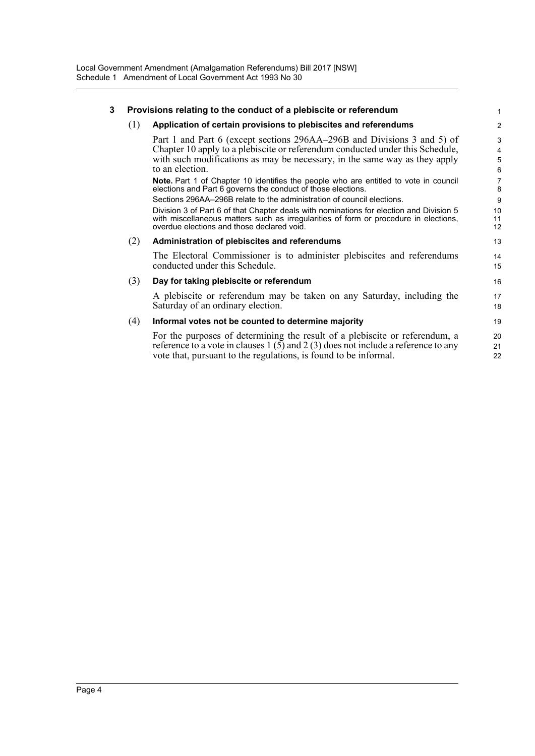### 3 Provisions relating to the conduct of a plebiscite or referendum

#### (1) Application of certain provisions to plebiscites and referendums

Part 1 and Part 6 (except sections 296AA–296B and Divisions 3 and 5) of Chapter 10 apply to a plebiscite or referendum conducted under this Schedule, with such modifications as may be necessary, in the same way as they apply to an election.

**Note.** Part 1 of Chapter 10 identifies the people who are entitled to vote in council elections and Part 6 governs the conduct of those elections.

Sections 296AA–296B relate to the administration of council elections.

Division 3 of Part 6 of that Chapter deals with nominations for election and Division 5 with miscellaneous matters such as irregularities of form or procedure in elections, overdue elections and those declared void.

#### (2) Administration of plebiscites and referendums

The Electoral Commissioner is to administer plebiscites and referendums conducted under this Schedule.

#### (3) Day for taking plebiscite or referendum

A plebiscite or referendum may be taken on any Saturday, including the Saturday of an ordinary election.

#### (4) Informal votes not be counted to determine majority

For the purposes of determining the result of a plebiscite or referendum, a reference to a vote in clauses 1 (5) and 2 (3) does not include a reference to any vote that, pursuant to the regulations, is found to be informal.